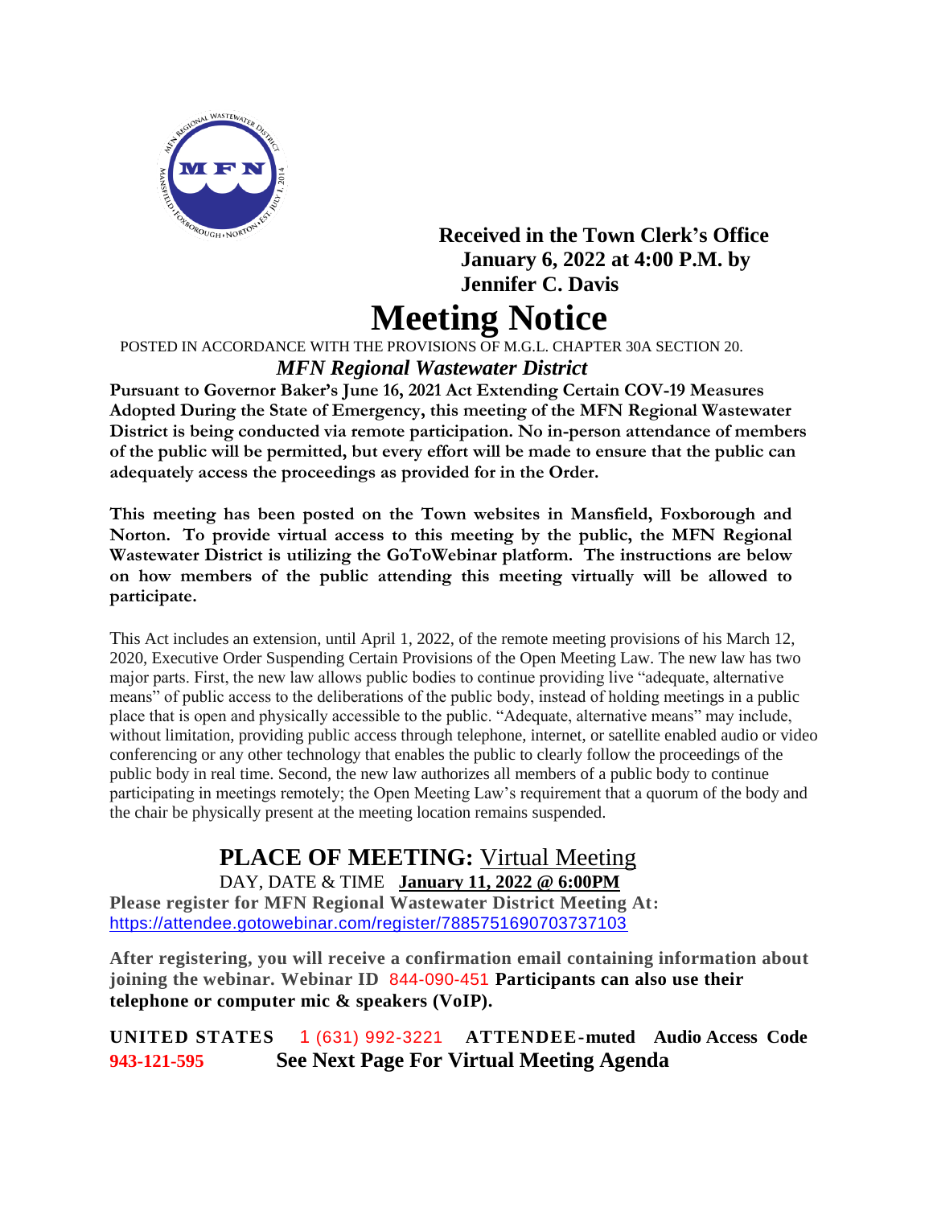**Received in the Town Clerk's Office January 6, 2022 at 4:00 P.M. by Jennifer C. Davis**

# Meeting Notice

POSTED IN ACCORDANCE WITH THE PROVISIONS OF M.G.L. CHAPTER 30A SECTION 20.

***MFN Regional Wastewater District***

**Pursuant to Governor Baker's June 16, 2021 Act Extending Certain COV-19 Measures Adopted During the State of Emergency, this meeting of the MFN Regional Wastewater District is being conducted via remote participation. No in-person attendance of members of the public will be permitted, but every effort will be made to ensure that the public can adequately access the proceedings as provided for in the Order.**

**This meeting has been posted on the Town websites in Mansfield, Foxborough and Norton. To provide virtual access to this meeting by the public, the MFN Regional Wastewater District is utilizing the GoToWebinar platform. The instructions are below on how members of the public attending this meeting virtually will be allowed to participate.**

This Act includes an extension, until April 1, 2022, of the remote meeting provisions of his March 12, 2020, Executive Order Suspending Certain Provisions of the Open Meeting Law. The new law has two major parts. First, the new law allows public bodies to continue providing live "adequate, alternative means" of public access to the deliberations of the public body, instead of holding meetings in a public place that is open and physically accessible to the public. "Adequate, alternative means" may include, without limitation, providing public access through telephone, internet, or satellite enabled audio or video conferencing or any other technology that enables the public to clearly follow the proceedings of the public body in real time. Second, the new law authorizes all members of a public body to continue participating in meetings remotely; the Open Meeting Law's requirement that a quorum of the body and the chair be physically present at the meeting location remains suspended.

## PLACE OF MEETING: Virtual Meeting

DAY, DATE & TIME **January 11, 2022 @ 6:00PM**

**Please register for MFN Regional Wastewater District Meeting At:**
https://attendee.gotowebinar.com/register/7885751690703737103

**After registering, you will receive a confirmation email containing information about joining the webinar. Webinar ID** 844-090-451 **Participants can also use their telephone or computer mic & speakers (VoIP).**

**UNITED STATES** 1 (631) 992-3221 **ATTENDEE-muted Audio Access Code 943-121-595** **See Next Page For Virtual Meeting Agenda**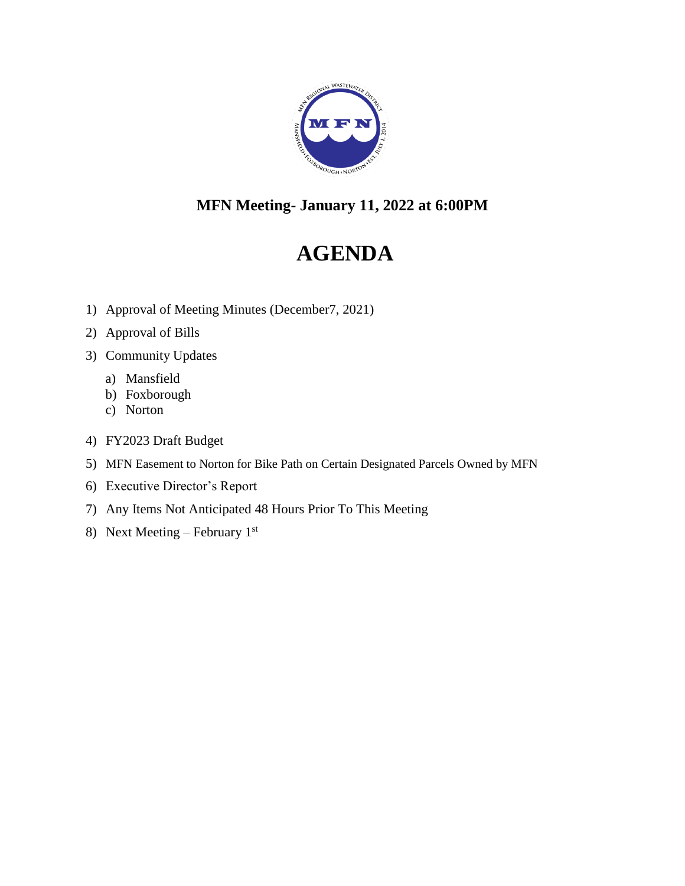**MFN Meeting- January 11, 2022 at 6:00PM**

# AGENDA

1) Approval of Meeting Minutes (December7, 2021)
2) Approval of Bills
3) Community Updates
   a) Mansfield
   b) Foxborough
   c) Norton
4) FY2023 Draft Budget
5) MFN Easement to Norton for Bike Path on Certain Designated Parcels Owned by MFN
6) Executive Director's Report
7) Any Items Not Anticipated 48 Hours Prior To This Meeting
8) Next Meeting – February 1st